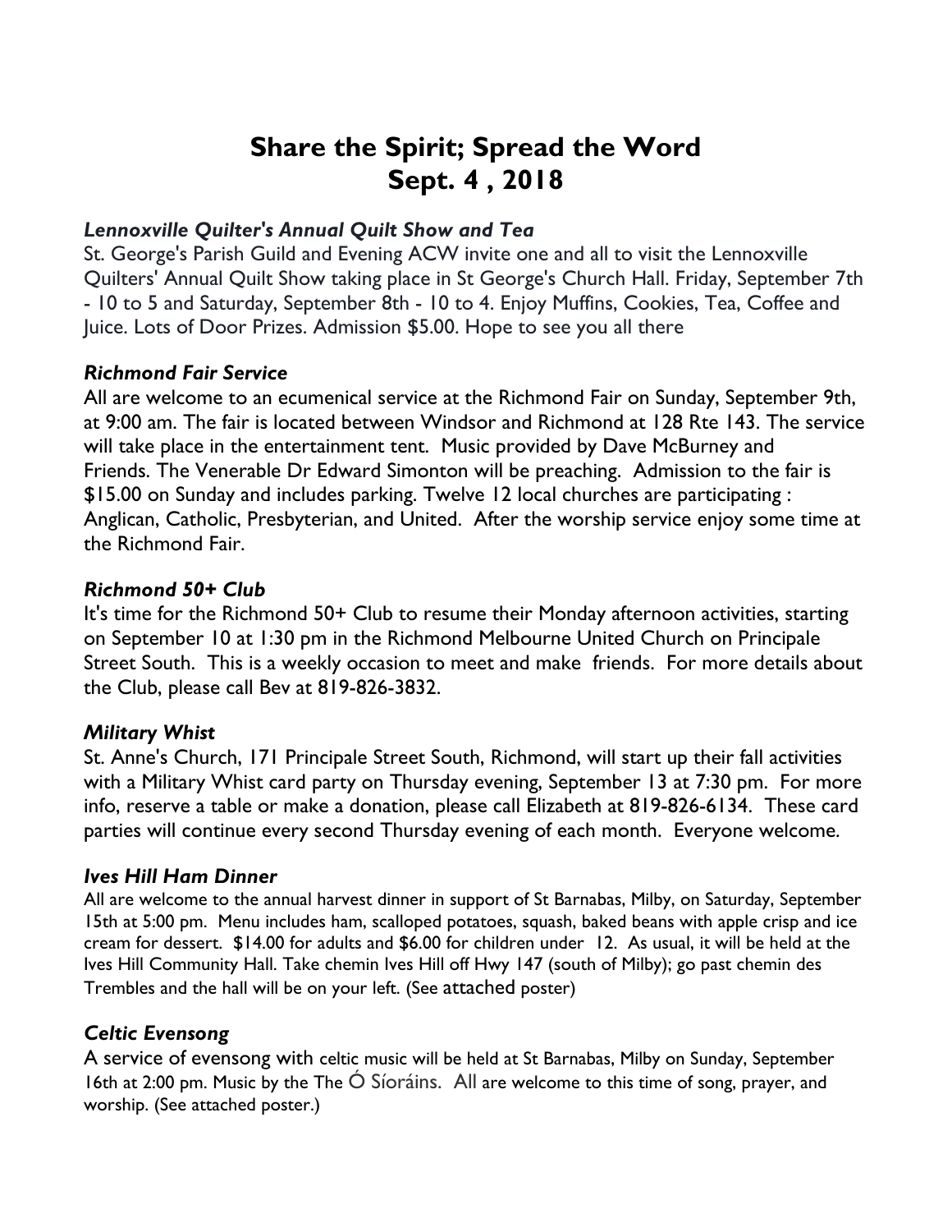# Share the Spirit; Spread the Word
# Sept. 4 , 2018

***Lennoxville Quilter's Annual Quilt Show and Tea***

St. George's Parish Guild and Evening ACW invite one and all to visit the Lennoxville Quilters' Annual Quilt Show taking place in St George's Church Hall. Friday, September 7th - 10 to 5 and Saturday, September 8th - 10 to 4. Enjoy Muffins, Cookies, Tea, Coffee and Juice. Lots of Door Prizes. Admission $5.00. Hope to see you all there

***Richmond Fair Service***

All are welcome to an ecumenical service at the Richmond Fair on Sunday, September 9th, at 9:00 am. The fair is located between Windsor and Richmond at 128 Rte 143. The service will take place in the entertainment tent. Music provided by Dave McBurney and Friends. The Venerable Dr Edward Simonton will be preaching. Admission to the fair is $15.00 on Sunday and includes parking. Twelve 12 local churches are participating : Anglican, Catholic, Presbyterian, and United. After the worship service enjoy some time at the Richmond Fair.

***Richmond 50+ Club***

It's time for the Richmond 50+ Club to resume their Monday afternoon activities, starting on September 10 at 1:30 pm in the Richmond Melbourne United Church on Principale Street South. This is a weekly occasion to meet and make friends. For more details about the Club, please call Bev at 819-826-3832.

***Military Whist***

St. Anne's Church, 171 Principale Street South, Richmond, will start up their fall activities with a Military Whist card party on Thursday evening, September 13 at 7:30 pm. For more info, reserve a table or make a donation, please call Elizabeth at 819-826-6134. These card parties will continue every second Thursday evening of each month. Everyone welcome.

***Ives Hill Ham Dinner***

All are welcome to the annual harvest dinner in support of St Barnabas, Milby, on Saturday, September 15th at 5:00 pm. Menu includes ham, scalloped potatoes, squash, baked beans with apple crisp and ice cream for dessert. $14.00 for adults and $6.00 for children under 12. As usual, it will be held at the Ives Hill Community Hall. Take chemin Ives Hill off Hwy 147 (south of Milby); go past chemin des Trembles and the hall will be on your left. (See attached poster)

***Celtic Evensong***

A service of evensong with celtic music will be held at St Barnabas, Milby on Sunday, September 16th at 2:00 pm. Music by the The Ó Síoráins. All are welcome to this time of song, prayer, and worship. (See attached poster.)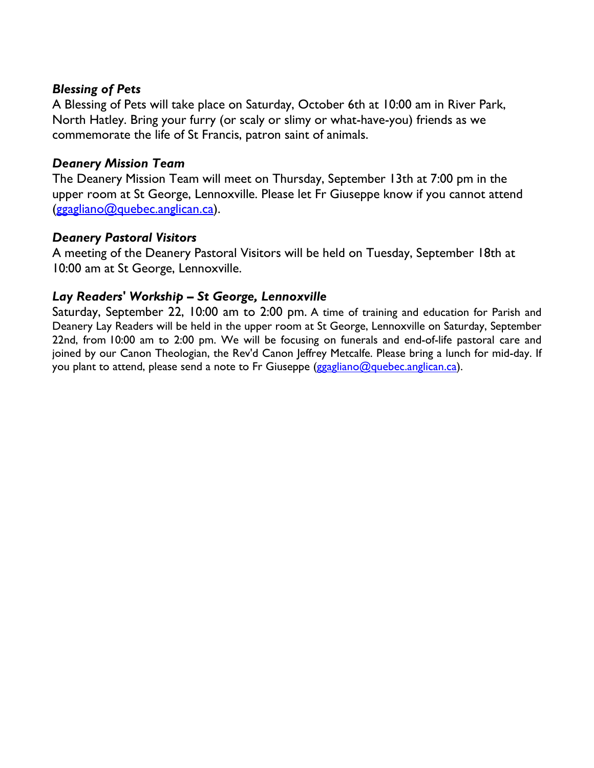### *Blessing of Pets*

A Blessing of Pets will take place on Saturday, October 6th at 10:00 am in River Park, North Hatley. Bring your furry (or scaly or slimy or what-have-you) friends as we commemorate the life of St Francis, patron saint of animals.

### *Deanery Mission Team*

The Deanery Mission Team will meet on Thursday, September 13th at 7:00 pm in the upper room at St George, Lennoxville. Please let Fr Giuseppe know if you cannot attend (ggagliano@quebec.anglican.ca).

### *Deanery Pastoral Visitors*

A meeting of the Deanery Pastoral Visitors will be held on Tuesday, September 18th at 10:00 am at St George, Lennoxville.

### *Lay Readers' Workship – St George, Lennoxville*

Saturday, September 22, 10:00 am to 2:00 pm. A time of training and education for Parish and Deanery Lay Readers will be held in the upper room at St George, Lennoxville on Saturday, September 22nd, from 10:00 am to 2:00 pm. We will be focusing on funerals and end-of-life pastoral care and joined by our Canon Theologian, the Rev'd Canon Jeffrey Metcalfe. Please bring a lunch for mid-day. If you plant to attend, please send a note to Fr Giuseppe (ggagliano@quebec.anglican.ca).